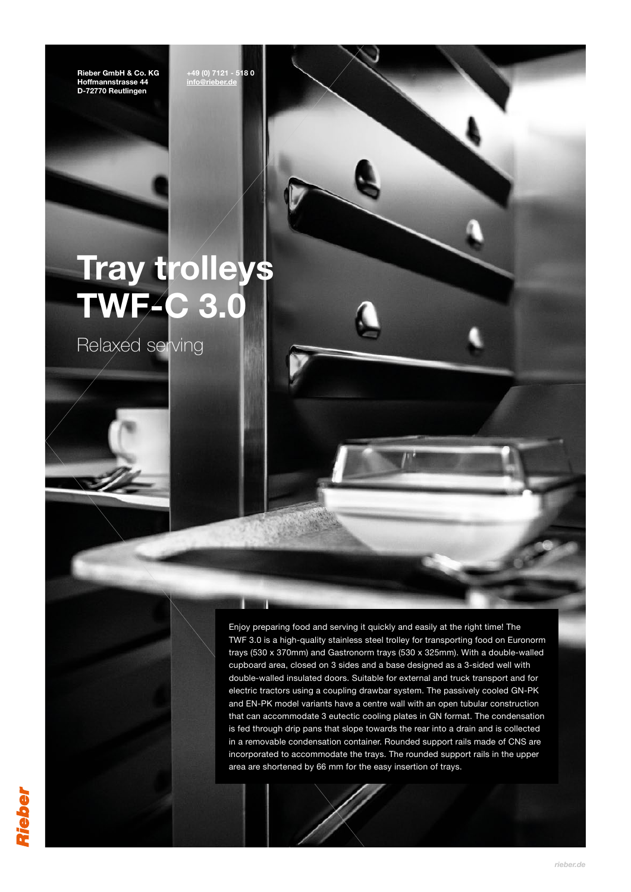Rieber GmbH & Co. KG
Hoffmannstrasse 44
D-72770 Reutlingen

+49 (0) 7121 - 518 0
info@rieber.de

# Tray trolleys TWF-C 3.0

Relaxed serving

Enjoy preparing food and serving it quickly and easily at the right time! The TWF 3.0 is a high-quality stainless steel trolley for transporting food on Euronorm trays (530 x 370mm) and Gastronorm trays (530 x 325mm). With a double-walled cupboard area, closed on 3 sides and a base designed as a 3-sided well with double-walled insulated doors. Suitable for external and truck transport and for electric tractors using a coupling drawbar system. The passively cooled GN-PK and EN-PK model variants have a centre wall with an open tubular construction that can accommodate 3 eutectic cooling plates in GN format. The condensation is fed through drip pans that slope towards the rear into a drain and is collected in a removable condensation container. Rounded support rails made of CNS are incorporated to accommodate the trays. The rounded support rails in the upper area are shortened by 66 mm for the easy insertion of trays.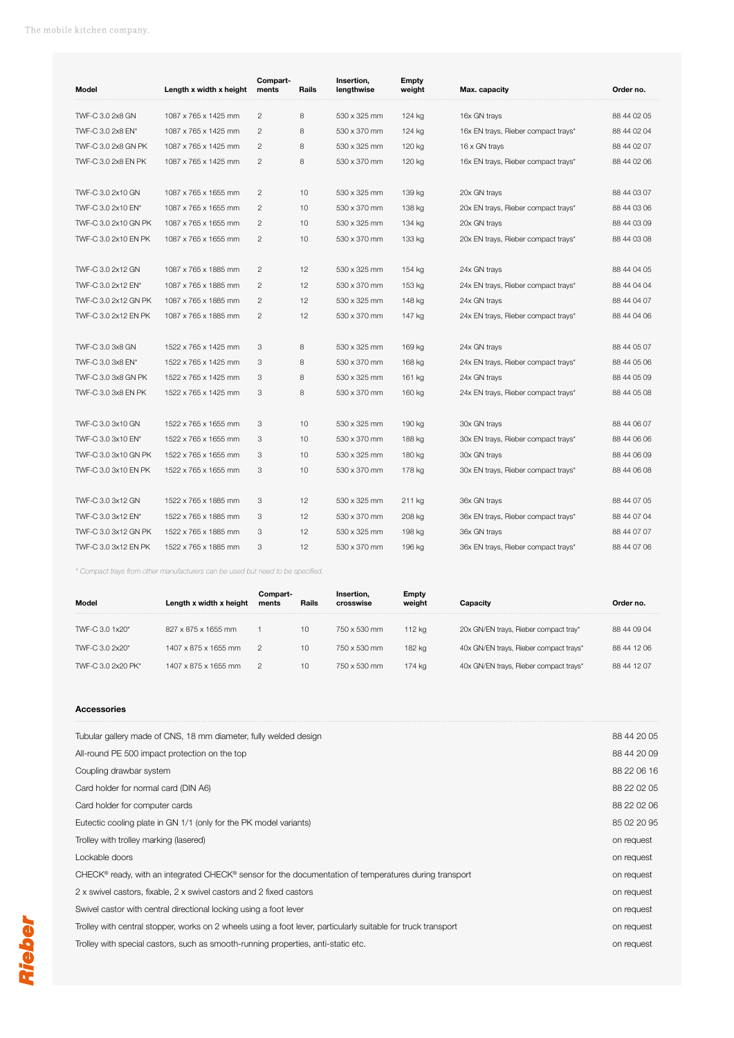| Model | Length x width x height | Compart-ments | Rails | Insertion, lengthwise | Empty weight | Max. capacity | Order no. |
|---|---|---|---|---|---|---|---|
| TWF-C 3.0 2x8 GN | 1087 x 765 x 1425 mm | 2 | 8 | 530 x 325 mm | 124 kg | 16x GN trays | 88 44 02 05 |
| TWF-C 3.0 2x8 EN* | 1087 x 765 x 1425 mm | 2 | 8 | 530 x 370 mm | 124 kg | 16x EN trays, Rieber compact trays* | 88 44 02 04 |
| TWF-C 3.0 2x8 GN PK | 1087 x 765 x 1425 mm | 2 | 8 | 530 x 325 mm | 120 kg | 16 x GN trays | 88 44 02 07 |
| TWF-C 3.0 2x8 EN PK | 1087 x 765 x 1425 mm | 2 | 8 | 530 x 370 mm | 120 kg | 16x EN trays, Rieber compact trays* | 88 44 02 06 |
| TWF-C 3.0 2x10 GN | 1087 x 765 x 1655 mm | 2 | 10 | 530 x 325 mm | 139 kg | 20x GN trays | 88 44 03 07 |
| TWF-C 3.0 2x10 EN* | 1087 x 765 x 1655 mm | 2 | 10 | 530 x 370 mm | 138 kg | 20x EN trays, Rieber compact trays* | 88 44 03 06 |
| TWF-C 3.0 2x10 GN PK | 1087 x 765 x 1655 mm | 2 | 10 | 530 x 325 mm | 134 kg | 20x GN trays | 88 44 03 09 |
| TWF-C 3.0 2x10 EN PK | 1087 x 765 x 1655 mm | 2 | 10 | 530 x 370 mm | 133 kg | 20x EN trays, Rieber compact trays* | 88 44 03 08 |
| TWF-C 3.0 2x12 GN | 1087 x 765 x 1885 mm | 2 | 12 | 530 x 325 mm | 154 kg | 24x GN trays | 88 44 04 05 |
| TWF-C 3.0 2x12 EN* | 1087 x 765 x 1885 mm | 2 | 12 | 530 x 370 mm | 153 kg | 24x EN trays, Rieber compact trays* | 88 44 04 04 |
| TWF-C 3.0 2x12 GN PK | 1087 x 765 x 1885 mm | 2 | 12 | 530 x 325 mm | 148 kg | 24x GN trays | 88 44 04 07 |
| TWF-C 3.0 2x12 EN PK | 1087 x 765 x 1885 mm | 2 | 12 | 530 x 370 mm | 147 kg | 24x EN trays, Rieber compact trays* | 88 44 04 06 |
| TWF-C 3.0 3x8 GN | 1522 x 765 x 1425 mm | 3 | 8 | 530 x 325 mm | 169 kg | 24x GN trays | 88 44 05 07 |
| TWF-C 3.0 3x8 EN* | 1522 x 765 x 1425 mm | 3 | 8 | 530 x 370 mm | 168 kg | 24x EN trays, Rieber compact trays* | 88 44 05 06 |
| TWF-C 3.0 3x8 GN PK | 1522 x 765 x 1425 mm | 3 | 8 | 530 x 325 mm | 161 kg | 24x GN trays | 88 44 05 09 |
| TWF-C 3.0 3x8 EN PK | 1522 x 765 x 1425 mm | 3 | 8 | 530 x 370 mm | 160 kg | 24x EN trays, Rieber compact trays* | 88 44 05 08 |
| TWF-C 3.0 3x10 GN | 1522 x 765 x 1655 mm | 3 | 10 | 530 x 325 mm | 190 kg | 30x GN trays | 88 44 06 07 |
| TWF-C 3.0 3x10 EN* | 1522 x 765 x 1655 mm | 3 | 10 | 530 x 370 mm | 188 kg | 30x EN trays, Rieber compact trays* | 88 44 06 06 |
| TWF-C 3.0 3x10 GN PK | 1522 x 765 x 1655 mm | 3 | 10 | 530 x 325 mm | 180 kg | 30x GN trays | 88 44 06 09 |
| TWF-C 3.0 3x10 EN PK | 1522 x 765 x 1655 mm | 3 | 10 | 530 x 370 mm | 178 kg | 30x EN trays, Rieber compact trays* | 88 44 06 08 |
| TWF-C 3.0 3x12 GN | 1522 x 765 x 1885 mm | 3 | 12 | 530 x 325 mm | 211 kg | 36x GN trays | 88 44 07 05 |
| TWF-C 3.0 3x12 EN* | 1522 x 765 x 1885 mm | 3 | 12 | 530 x 370 mm | 208 kg | 36x EN trays, Rieber compact trays* | 88 44 07 04 |
| TWF-C 3.0 3x12 GN PK | 1522 x 765 x 1885 mm | 3 | 12 | 530 x 325 mm | 198 kg | 36x GN trays | 88 44 07 07 |
| TWF-C 3.0 3x12 EN PK | 1522 x 765 x 1885 mm | 3 | 12 | 530 x 370 mm | 196 kg | 36x EN trays, Rieber compact trays* | 88 44 07 06 |

*\* Compact trays from other manufacturers can be used but need to be specified.*

| Model | Length x width x height | Compart-ments | Rails | Insertion, crosswise | Empty weight | Capacity | Order no. |
|---|---|---|---|---|---|---|---|
| TWF-C 3.0 1x20* | 827 x 875 x 1655 mm | 1 | 10 | 750 x 530 mm | 112 kg | 20x GN/EN trays, Rieber compact tray* | 88 44 09 04 |
| TWF-C 3.0 2x20* | 1407 x 875 x 1655 mm | 2 | 10 | 750 x 530 mm | 182 kg | 40x GN/EN trays, Rieber compact trays* | 88 44 12 06 |
| TWF-C 3.0 2x20 PK* | 1407 x 875 x 1655 mm | 2 | 10 | 750 x 530 mm | 174 kg | 40x GN/EN trays, Rieber compact trays* | 88 44 12 07 |

### Accessories

| | |
|---|---|
| Tubular gallery made of CNS, 18 mm diameter, fully welded design | 88 44 20 05 |
| All-round PE 500 impact protection on the top | 88 44 20 09 |
| Coupling drawbar system | 88 22 06 16 |
| Card holder for normal card (DIN A6) | 88 22 02 05 |
| Card holder for computer cards | 88 22 02 06 |
| Eutectic cooling plate in GN 1/1 (only for the PK model variants) | 85 02 20 95 |
| Trolley with trolley marking (lasered) | on request |
| Lockable doors | on request |
| CHECK® ready, with an integrated CHECK® sensor for the documentation of temperatures during transport | on request |
| 2 x swivel castors, fixable, 2 x swivel castors and 2 fixed castors | on request |
| Swivel castor with central directional locking using a foot lever | on request |
| Trolley with central stopper, works on 2 wheels using a foot lever, particularly suitable for truck transport | on request |
| Trolley with special castors, such as smooth-running properties, anti-static etc. | on request |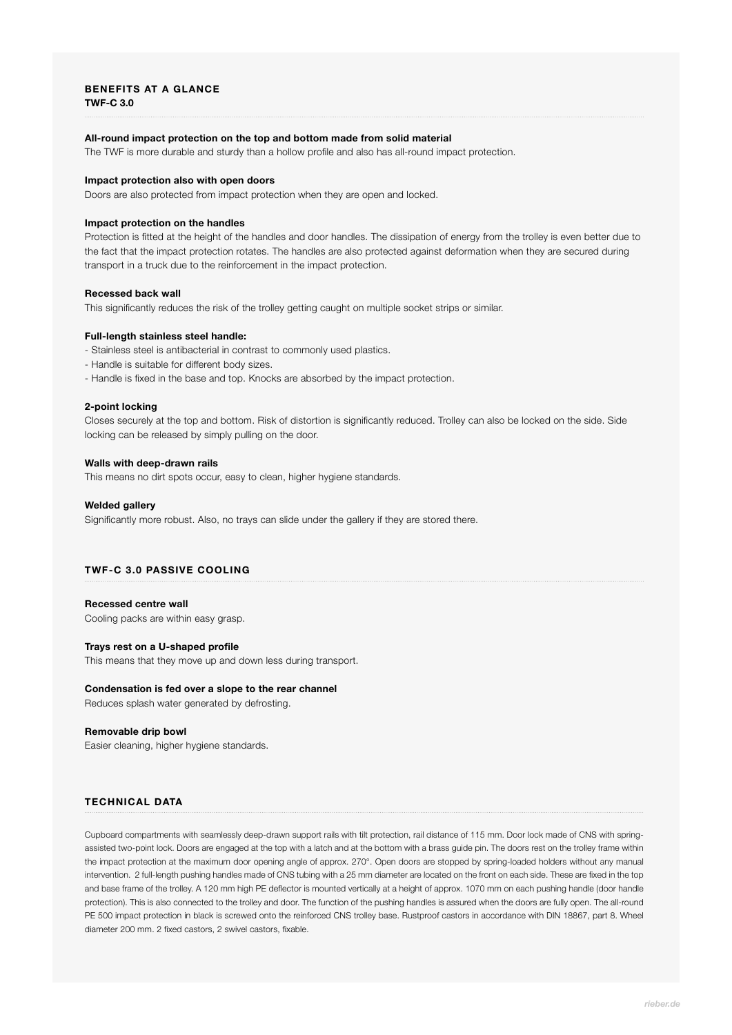## BENEFITS AT A GLANCE

**TWF-C 3.0**

**All-round impact protection on the top and bottom made from solid material**

The TWF is more durable and sturdy than a hollow profile and also has all-round impact protection.

**Impact protection also with open doors**

Doors are also protected from impact protection when they are open and locked.

**Impact protection on the handles**

Protection is fitted at the height of the handles and door handles. The dissipation of energy from the trolley is even better due to the fact that the impact protection rotates. The handles are also protected against deformation when they are secured during transport in a truck due to the reinforcement in the impact protection.

**Recessed back wall**

This significantly reduces the risk of the trolley getting caught on multiple socket strips or similar.

**Full-length stainless steel handle:**

- Stainless steel is antibacterial in contrast to commonly used plastics.
- Handle is suitable for different body sizes.
- Handle is fixed in the base and top. Knocks are absorbed by the impact protection.

**2-point locking**

Closes securely at the top and bottom. Risk of distortion is significantly reduced. Trolley can also be locked on the side. Side locking can be released by simply pulling on the door.

**Walls with deep-drawn rails**

This means no dirt spots occur, easy to clean, higher hygiene standards.

**Welded gallery**

Significantly more robust. Also, no trays can slide under the gallery if they are stored there.

## TWF-C 3.0 PASSIVE COOLING

**Recessed centre wall**

Cooling packs are within easy grasp.

**Trays rest on a U-shaped profile**

This means that they move up and down less during transport.

**Condensation is fed over a slope to the rear channel**

Reduces splash water generated by defrosting.

**Removable drip bowl**

Easier cleaning, higher hygiene standards.

## TECHNICAL DATA

Cupboard compartments with seamlessly deep-drawn support rails with tilt protection, rail distance of 115 mm. Door lock made of CNS with spring-assisted two-point lock. Doors are engaged at the top with a latch and at the bottom with a brass guide pin. The doors rest on the trolley frame within the impact protection at the maximum door opening angle of approx. 270°. Open doors are stopped by spring-loaded holders without any manual intervention. 2 full-length pushing handles made of CNS tubing with a 25 mm diameter are located on the front on each side. These are fixed in the top and base frame of the trolley. A 120 mm high PE deflector is mounted vertically at a height of approx. 1070 mm on each pushing handle (door handle protection). This is also connected to the trolley and door. The function of the pushing handles is assured when the doors are fully open. The all-round PE 500 impact protection in black is screwed onto the reinforced CNS trolley base. Rustproof castors in accordance with DIN 18867, part 8. Wheel diameter 200 mm. 2 fixed castors, 2 swivel castors, fixable.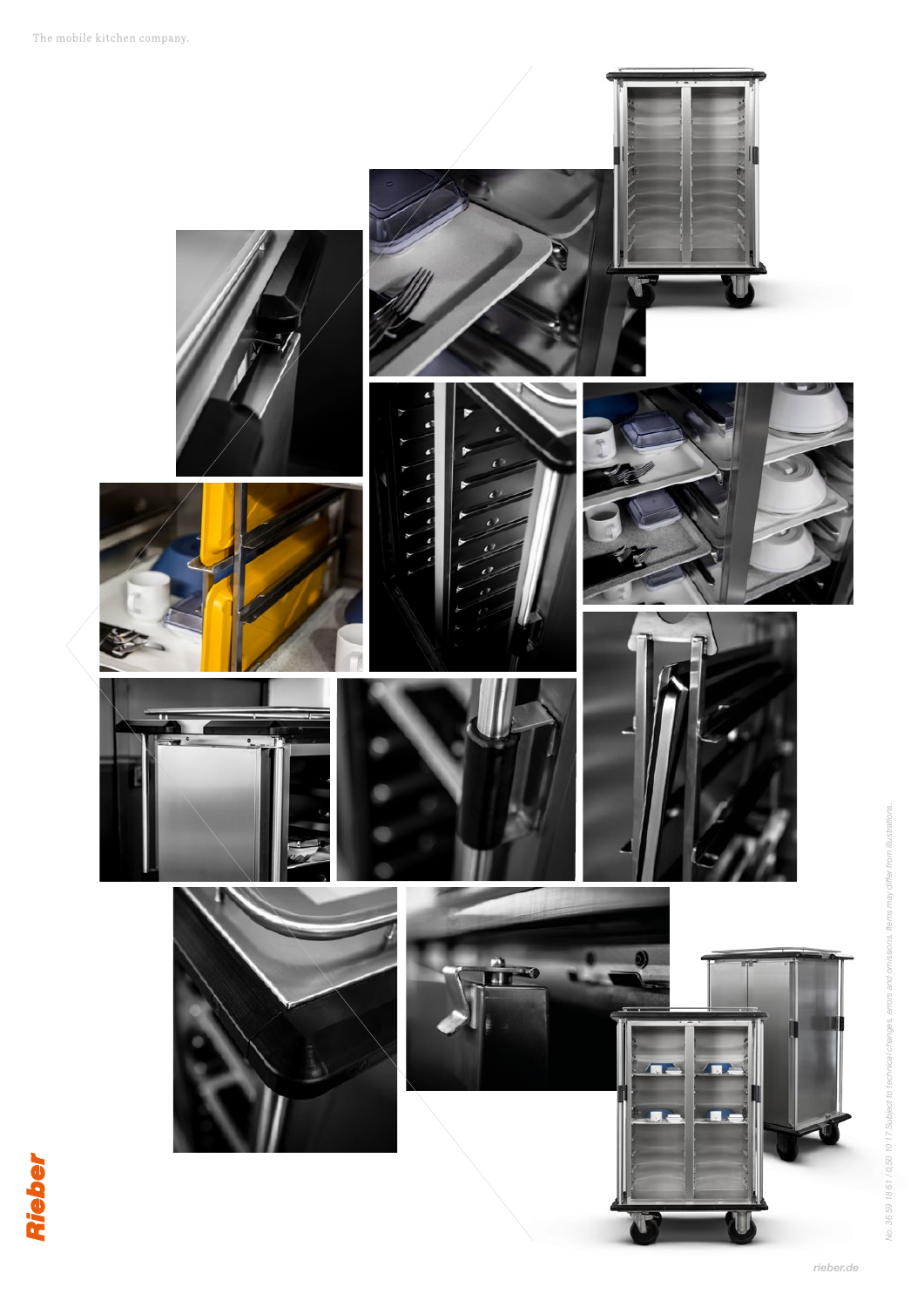The mobile kitchen company.

Rieber

No. 36 59 18 61 / 0,50 10 17 Subject to technical changes, errors and omissions. Items may differ from illustrations.

rieber.de